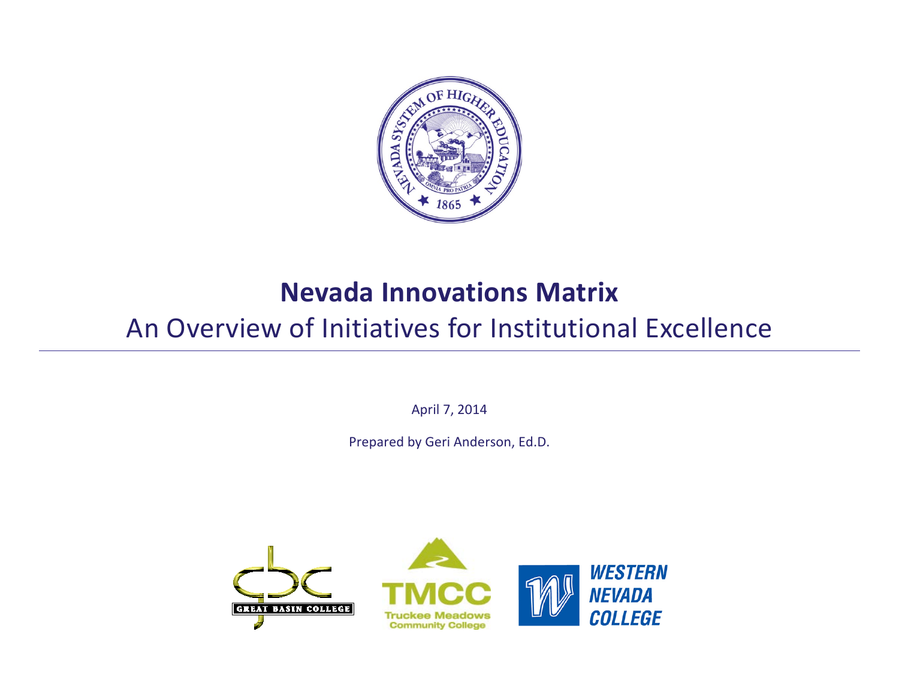# Nevada Innovations Matrix

## An Overview of Initiatives for Institutional Excellence

April 7, 2014

Prepared by Geri Anderson, Ed.D.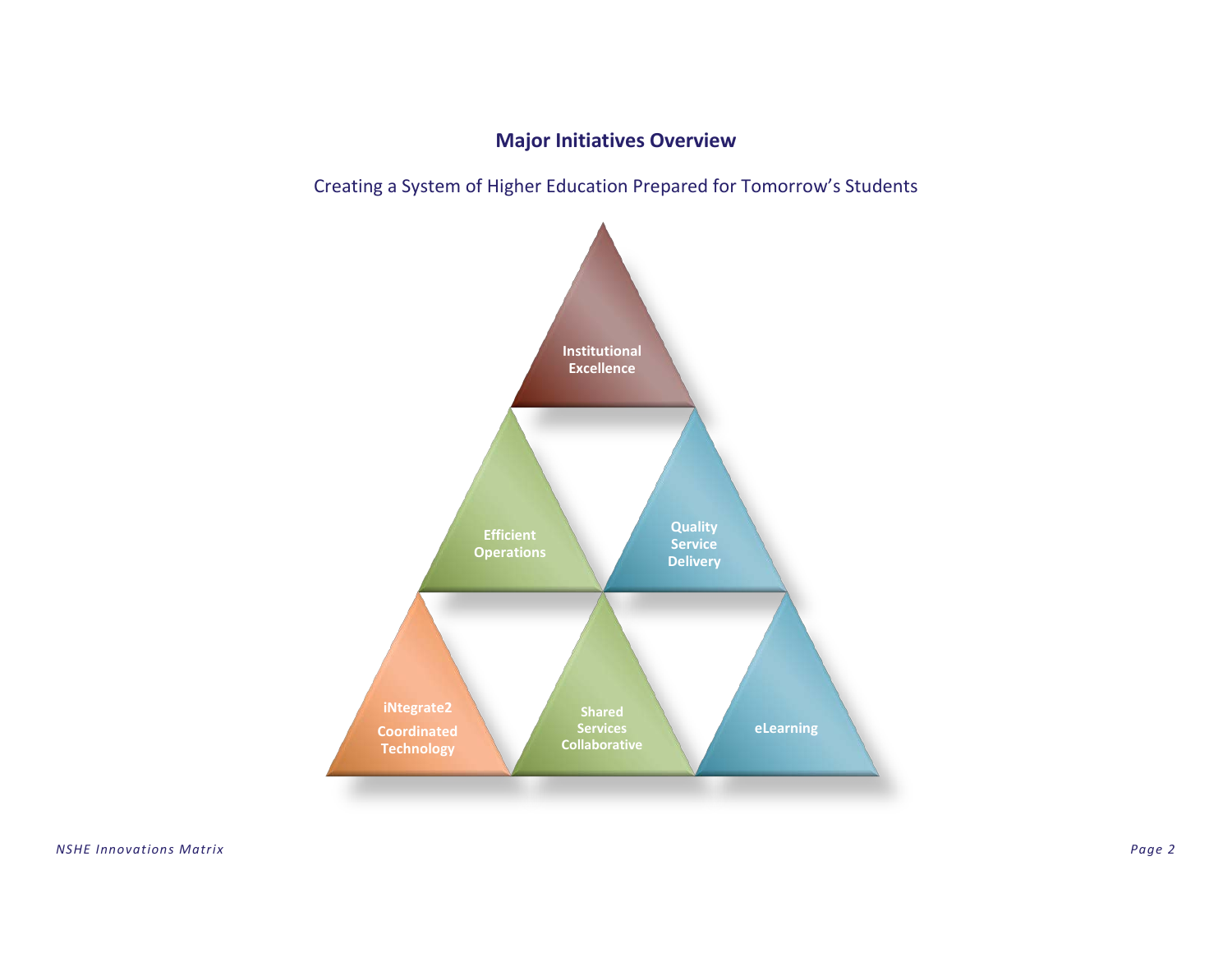## Major Initiatives Overview

Creating a System of Higher Education Prepared for Tomorrow's Students

Institutional Excellence

Efficient Operations

Quality Service Delivery

iNtegrate2 Coordinated Technology

Shared Services Collaborative

eLearning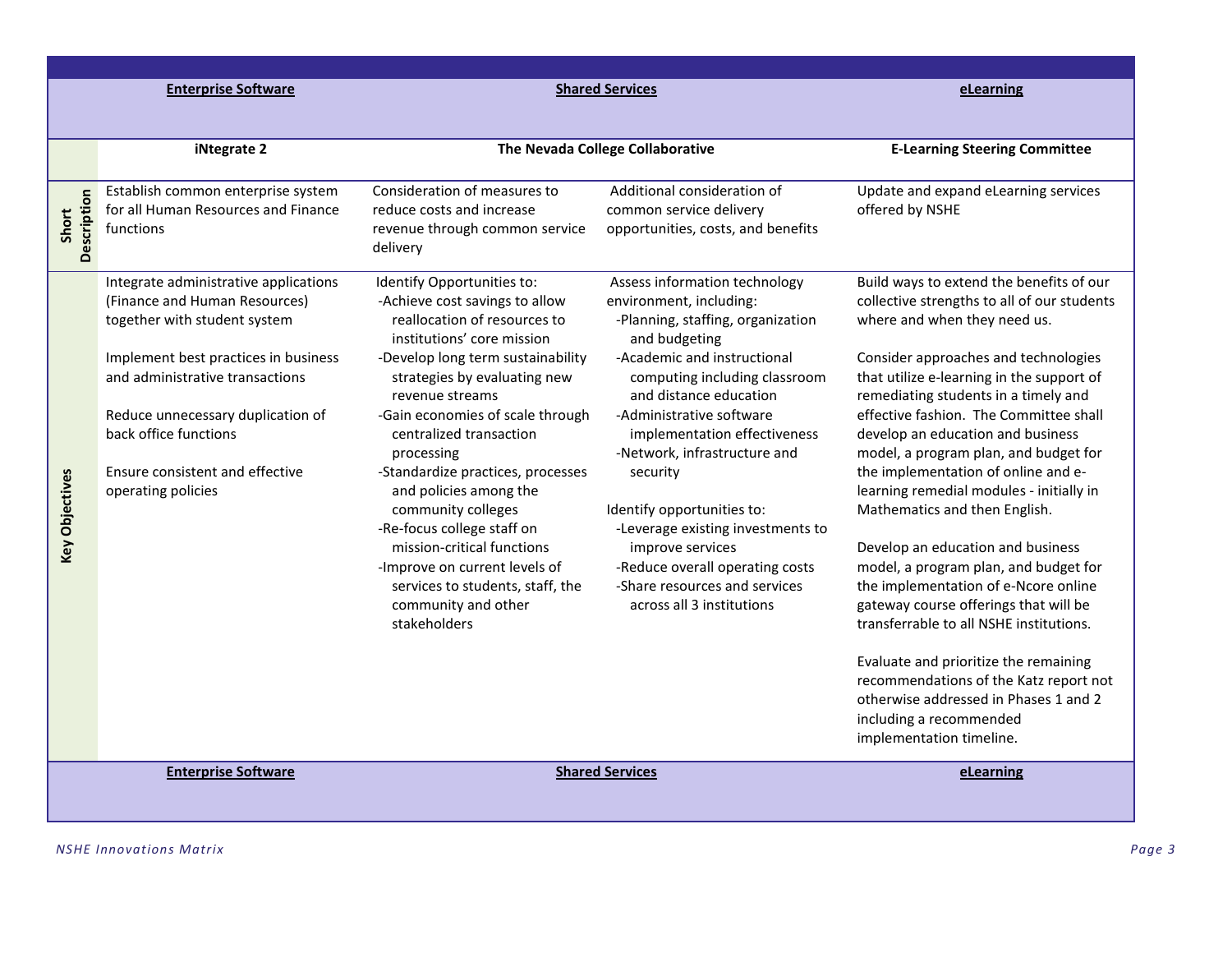| | Enterprise Software | Shared Services | | eLearning |
|---|---|---|---|---|
| | **iNtegrate 2** | **The Nevada College Collaborative** | | **E-Learning Steering Committee** |
| **Short Description** | Establish common enterprise system for all Human Resources and Finance functions | Consideration of measures to reduce costs and increase revenue through common service delivery | Additional consideration of common service delivery opportunities, costs, and benefits | Update and expand eLearning services offered by NSHE |
| **Key Objectives** | Integrate administrative applications (Finance and Human Resources) together with student system<br><br>Implement best practices in business and administrative transactions<br><br>Reduce unnecessary duplication of back office functions<br><br>Ensure consistent and effective operating policies | Identify Opportunities to:<br>-Achieve cost savings to allow reallocation of resources to institutions' core mission<br>-Develop long term sustainability strategies by evaluating new revenue streams<br>-Gain economies of scale through centralized transaction processing<br>-Standardize practices, processes and policies among the community colleges<br>-Re-focus college staff on mission-critical functions<br>-Improve on current levels of services to students, staff, the community and other stakeholders | Assess information technology environment, including:<br>-Planning, staffing, organization and budgeting<br>-Academic and instructional computing including classroom and distance education<br>-Administrative software implementation effectiveness<br>-Network, infrastructure and security<br><br>Identify opportunities to:<br>-Leverage existing investments to improve services<br>-Reduce overall operating costs<br>-Share resources and services across all 3 institutions | Build ways to extend the benefits of our collective strengths to all of our students where and when they need us.<br><br>Consider approaches and technologies that utilize e-learning in the support of remediating students in a timely and effective fashion. The Committee shall develop an education and business model, a program plan, and budget for the implementation of online and e-learning remedial modules - initially in Mathematics and then English.<br><br>Develop an education and business model, a program plan, and budget for the implementation of e-Ncore online gateway course offerings that will be transferrable to all NSHE institutions.<br><br>Evaluate and prioritize the remaining recommendations of the Katz report not otherwise addressed in Phases 1 and 2 including a recommended implementation timeline. |
| | **Enterprise Software** | **Shared Services** | | **eLearning** |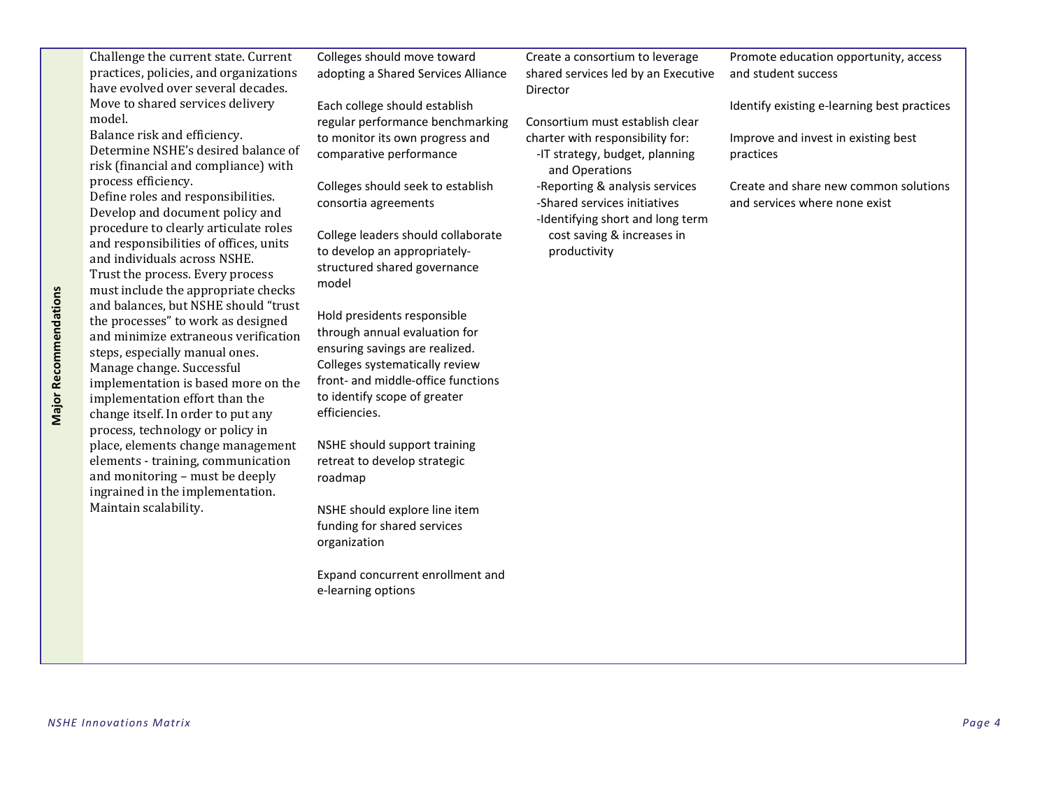| Major Recommendations | | | | |
|---|---|---|---|---|
| | Challenge the current state. Current practices, policies, and organizations have evolved over several decades. Move to shared services delivery model.<br>Balance risk and efficiency. Determine NSHE's desired balance of risk (financial and compliance) with process efficiency.<br>Define roles and responsibilities. Develop and document policy and procedure to clearly articulate roles and responsibilities of offices, units and individuals across NSHE.<br>Trust the process. Every process must include the appropriate checks and balances, but NSHE should "trust the processes" to work as designed and minimize extraneous verification steps, especially manual ones.<br>Manage change. Successful implementation is based more on the implementation effort than the change itself. In order to put any process, technology or policy in place, elements change management elements - training, communication and monitoring – must be deeply ingrained in the implementation.<br>Maintain scalability. | Colleges should move toward adopting a Shared Services Alliance<br><br>Each college should establish regular performance benchmarking to monitor its own progress and comparative performance<br><br>Colleges should seek to establish consortia agreements<br><br>College leaders should collaborate to develop an appropriately-structured shared governance model<br><br>Hold presidents responsible through annual evaluation for ensuring savings are realized. Colleges systematically review front- and middle-office functions to identify scope of greater efficiencies.<br><br>NSHE should support training retreat to develop strategic roadmap<br><br>NSHE should explore line item funding for shared services organization<br><br>Expand concurrent enrollment and e-learning options | Create a consortium to leverage shared services led by an Executive Director<br><br>Consortium must establish clear charter with responsibility for:<br>-IT strategy, budget, planning and Operations<br>-Reporting & analysis services<br>-Shared services initiatives<br>-Identifying short and long term cost saving & increases in productivity | Promote education opportunity, access and student success<br><br>Identify existing e-learning best practices<br><br>Improve and invest in existing best practices<br><br>Create and share new common solutions and services where none exist |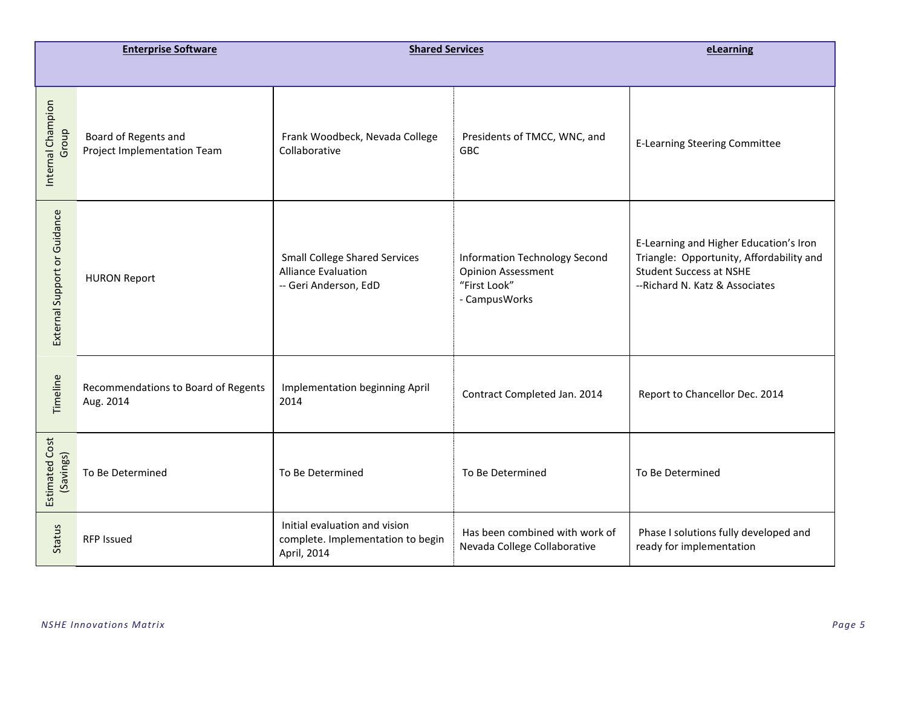| | Enterprise Software | Shared Services | | eLearning |
|---|---|---|---|---|
| Internal Champion Group | Board of Regents and Project Implementation Team | Frank Woodbeck, Nevada College Collaborative | Presidents of TMCC, WNC, and GBC | E-Learning Steering Committee |
| External Support or Guidance | HURON Report | Small College Shared Services Alliance Evaluation -- Geri Anderson, EdD | Information Technology Second Opinion Assessment "First Look" - CampusWorks | E-Learning and Higher Education's Iron Triangle: Opportunity, Affordability and Student Success at NSHE --Richard N. Katz & Associates |
| Timeline | Recommendations to Board of Regents Aug. 2014 | Implementation beginning April 2014 | Contract Completed Jan. 2014 | Report to Chancellor Dec. 2014 |
| Estimated Cost (Savings) | To Be Determined | To Be Determined | To Be Determined | To Be Determined |
| Status | RFP Issued | Initial evaluation and vision complete. Implementation to begin April, 2014 | Has been combined with work of Nevada College Collaborative | Phase I solutions fully developed and ready for implementation |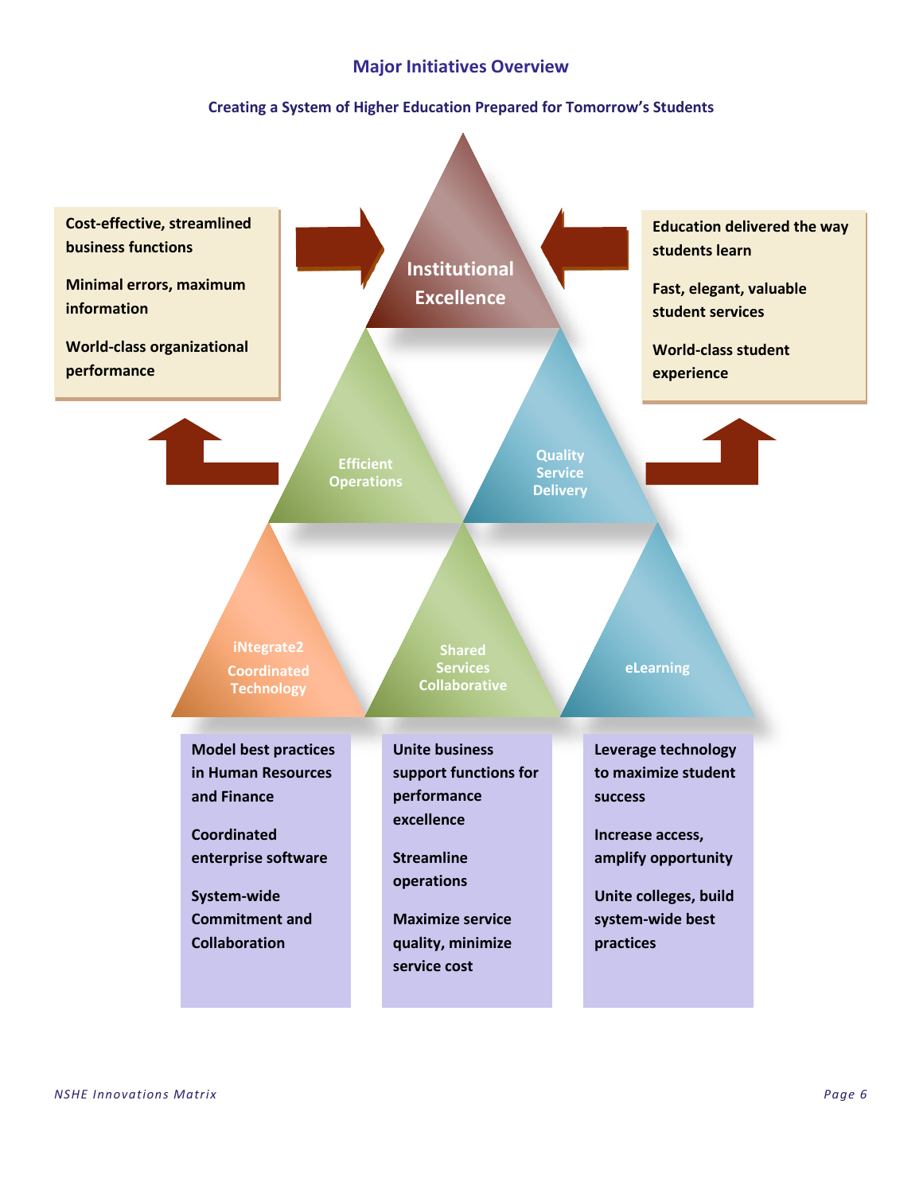# Major Initiatives Overview

## Creating a System of Higher Education Prepared for Tomorrow's Students

Cost-effective, streamlined business functions

Minimal errors, maximum information

World-class organizational performance

Institutional Excellence

Education delivered the way students learn

Fast, elegant, valuable student services

World-class student experience

Efficient Operations

Quality Service Delivery

iNtegrate2 Coordinated Technology

Shared Services Collaborative

eLearning

Model best practices in Human Resources and Finance

Coordinated enterprise software

System-wide Commitment and Collaboration

Unite business support functions for performance excellence

Streamline operations

Maximize service quality, minimize service cost

Leverage technology to maximize student success

Increase access, amplify opportunity

Unite colleges, build system-wide best practices